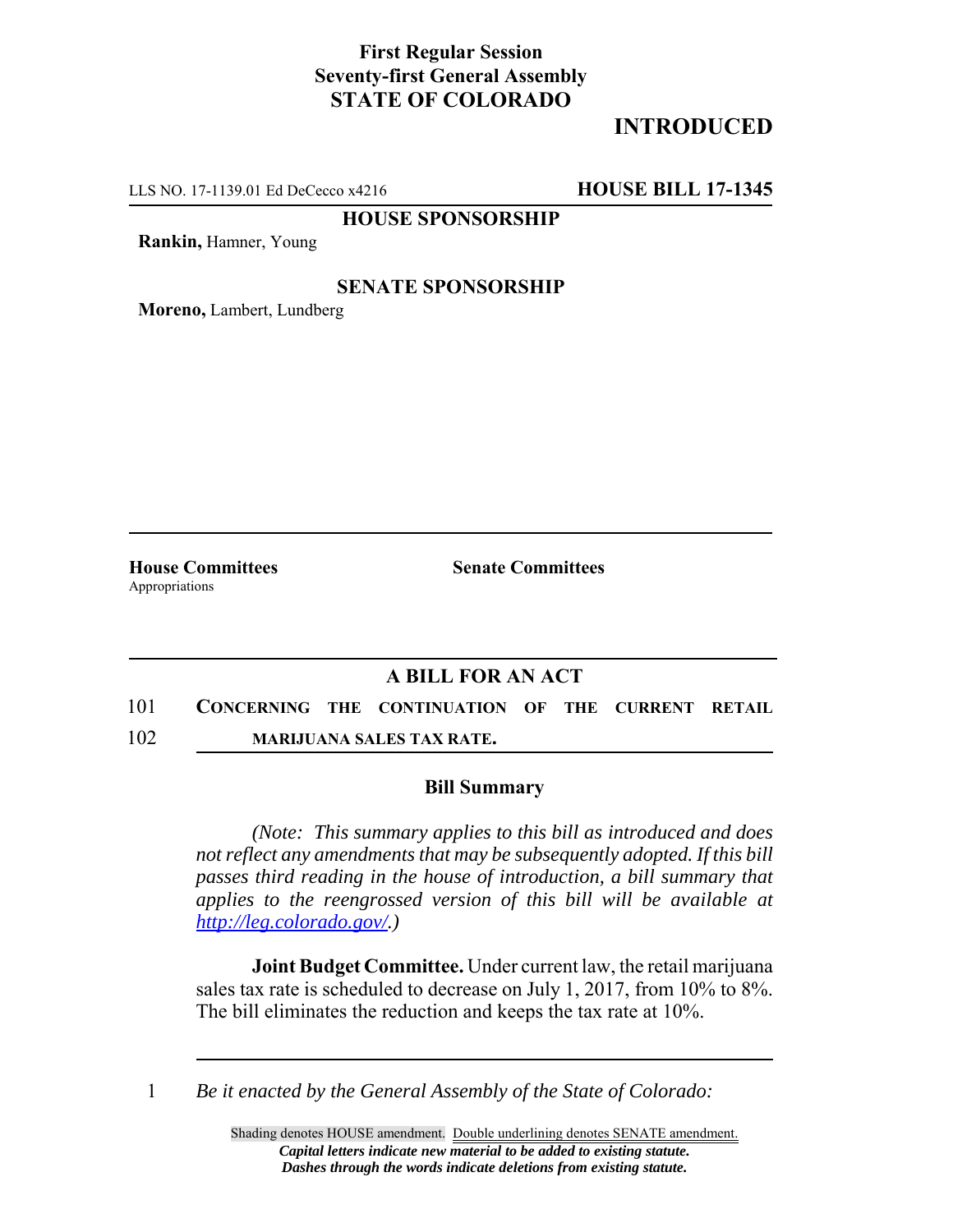**First Regular Session**
**Seventy-first General Assembly**
**STATE OF COLORADO**

**INTRODUCED**

LLS NO. 17-1139.01 Ed DeCecco x4216 **HOUSE BILL 17-1345**

**HOUSE SPONSORSHIP**

**Rankin,** Hamner, Young

**SENATE SPONSORSHIP**

**Moreno,** Lambert, Lundberg

**House Committees**
Appropriations

**Senate Committees**

## A BILL FOR AN ACT

101 **CONCERNING THE CONTINUATION OF THE CURRENT RETAIL**
102 **MARIJUANA SALES TAX RATE.**

### Bill Summary

*(Note: This summary applies to this bill as introduced and does not reflect any amendments that may be subsequently adopted. If this bill passes third reading in the house of introduction, a bill summary that applies to the reengrossed version of this bill will be available at http://leg.colorado.gov/.)*

**Joint Budget Committee.** Under current law, the retail marijuana sales tax rate is scheduled to decrease on July 1, 2017, from 10% to 8%. The bill eliminates the reduction and keeps the tax rate at 10%.

1 *Be it enacted by the General Assembly of the State of Colorado:*

Shading denotes HOUSE amendment. Double underlining denotes SENATE amendment.
***Capital letters indicate new material to be added to existing statute.***
***Dashes through the words indicate deletions from existing statute.***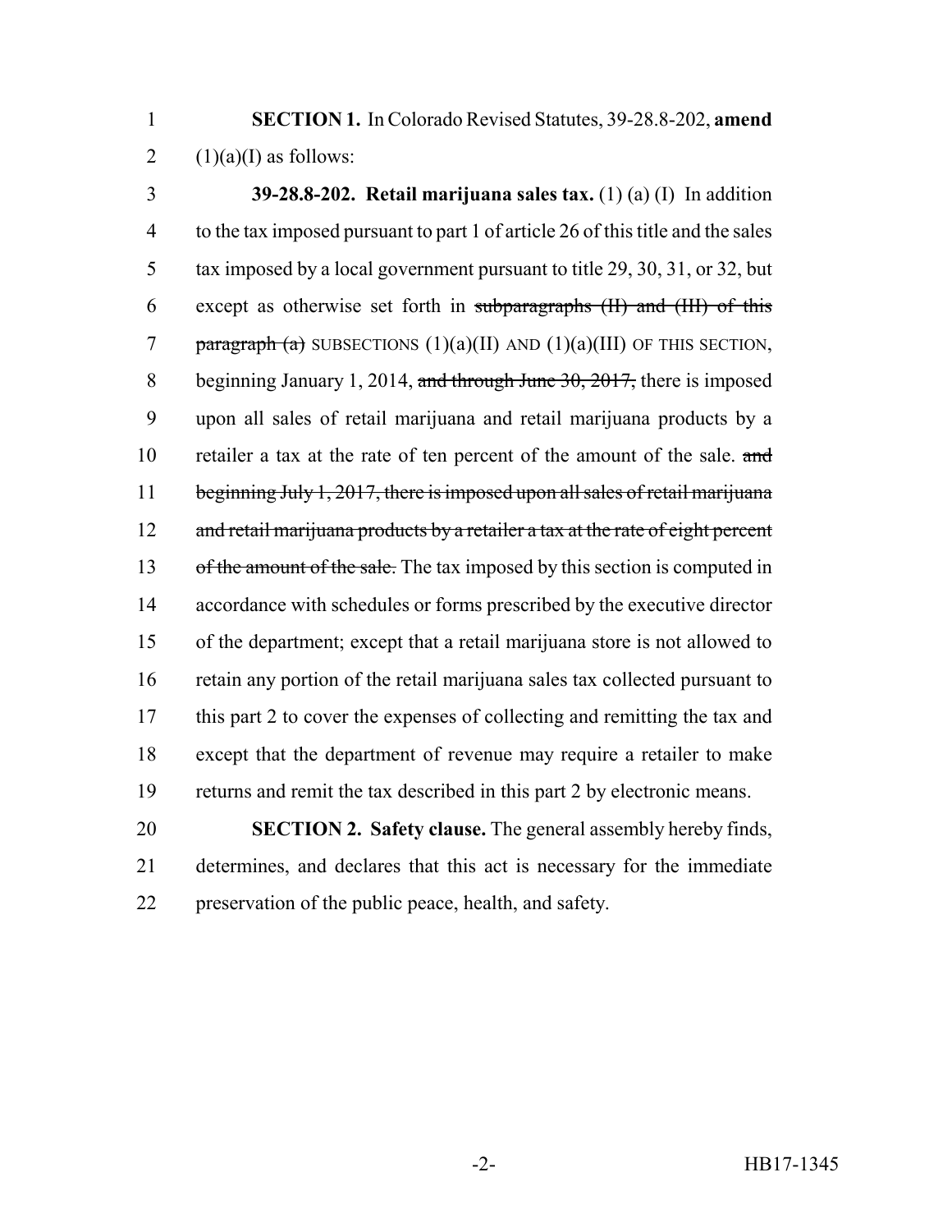**SECTION 1.** In Colorado Revised Statutes, 39-28.8-202, **amend** (1)(a)(I) as follows:

**39-28.8-202. Retail marijuana sales tax.** (1) (a) (I) In addition to the tax imposed pursuant to part 1 of article 26 of this title and the sales tax imposed by a local government pursuant to title 29, 30, 31, or 32, but except as otherwise set forth in ~~subparagraphs (II) and (III) of this paragraph (a)~~ SUBSECTIONS (1)(a)(II) AND (1)(a)(III) OF THIS SECTION, beginning January 1, 2014, ~~and through June 30, 2017,~~ there is imposed upon all sales of retail marijuana and retail marijuana products by a retailer a tax at the rate of ten percent of the amount of the sale. ~~and beginning July 1, 2017, there is imposed upon all sales of retail marijuana and retail marijuana products by a retailer a tax at the rate of eight percent of the amount of the sale.~~ The tax imposed by this section is computed in accordance with schedules or forms prescribed by the executive director of the department; except that a retail marijuana store is not allowed to retain any portion of the retail marijuana sales tax collected pursuant to this part 2 to cover the expenses of collecting and remitting the tax and except that the department of revenue may require a retailer to make returns and remit the tax described in this part 2 by electronic means.

**SECTION 2. Safety clause.** The general assembly hereby finds, determines, and declares that this act is necessary for the immediate preservation of the public peace, health, and safety.